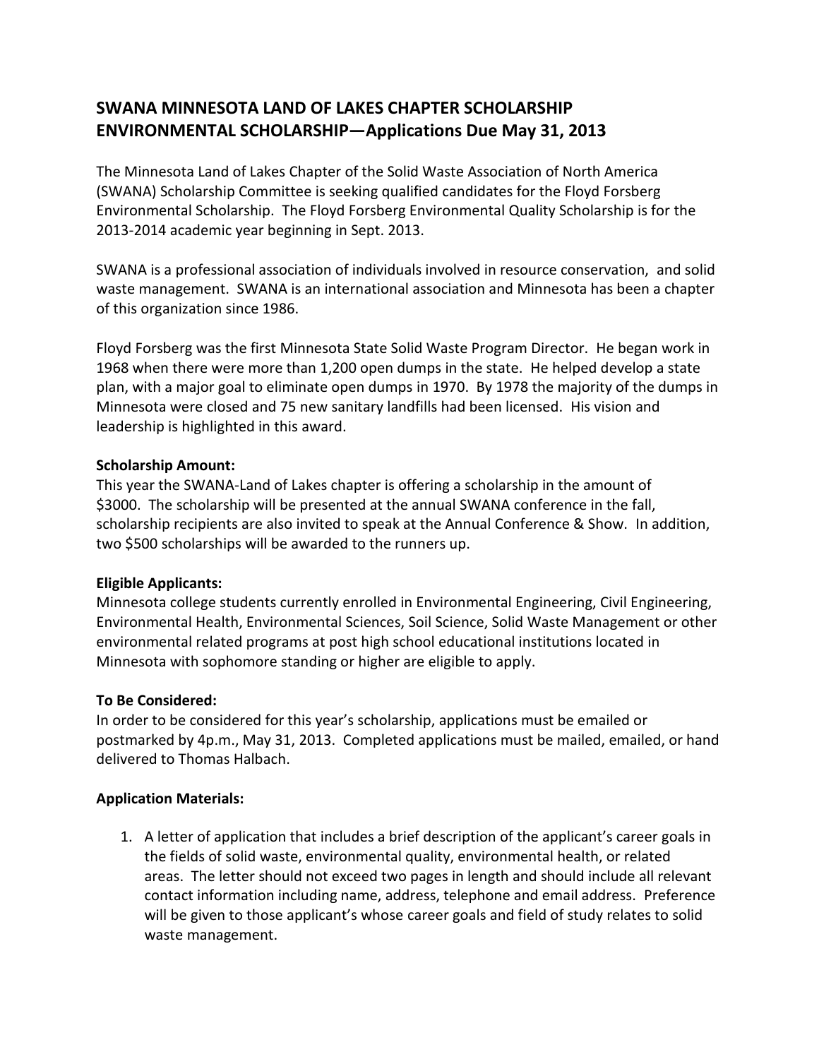## SWANA MINNESOTA LAND OF LAKES CHAPTER SCHOLARSHIP ENVIRONMENTAL SCHOLARSHIP—Applications Due May 31, 2013

The Minnesota Land of Lakes Chapter of the Solid Waste Association of North America (SWANA) Scholarship Committee is seeking qualified candidates for the Floyd Forsberg Environmental Scholarship. The Floyd Forsberg Environmental Quality Scholarship is for the 2013-2014 academic year beginning in Sept. 2013.

SWANA is a professional association of individuals involved in resource conservation, and solid waste management. SWANA is an international association and Minnesota has been a chapter of this organization since 1986.

Floyd Forsberg was the first Minnesota State Solid Waste Program Director. He began work in 1968 when there were more than 1,200 open dumps in the state. He helped develop a state plan, with a major goal to eliminate open dumps in 1970. By 1978 the majority of the dumps in Minnesota were closed and 75 new sanitary landfills had been licensed. His vision and leadership is highlighted in this award.

**Scholarship Amount:**
This year the SWANA-Land of Lakes chapter is offering a scholarship in the amount of $3000. The scholarship will be presented at the annual SWANA conference in the fall, scholarship recipients are also invited to speak at the Annual Conference & Show. In addition, two $500 scholarships will be awarded to the runners up.

**Eligible Applicants:**
Minnesota college students currently enrolled in Environmental Engineering, Civil Engineering, Environmental Health, Environmental Sciences, Soil Science, Solid Waste Management or other environmental related programs at post high school educational institutions located in Minnesota with sophomore standing or higher are eligible to apply.

**To Be Considered:**
In order to be considered for this year's scholarship, applications must be emailed or postmarked by 4p.m., May 31, 2013. Completed applications must be mailed, emailed, or hand delivered to Thomas Halbach.

**Application Materials:**

1. A letter of application that includes a brief description of the applicant's career goals in the fields of solid waste, environmental quality, environmental health, or related areas. The letter should not exceed two pages in length and should include all relevant contact information including name, address, telephone and email address. Preference will be given to those applicant's whose career goals and field of study relates to solid waste management.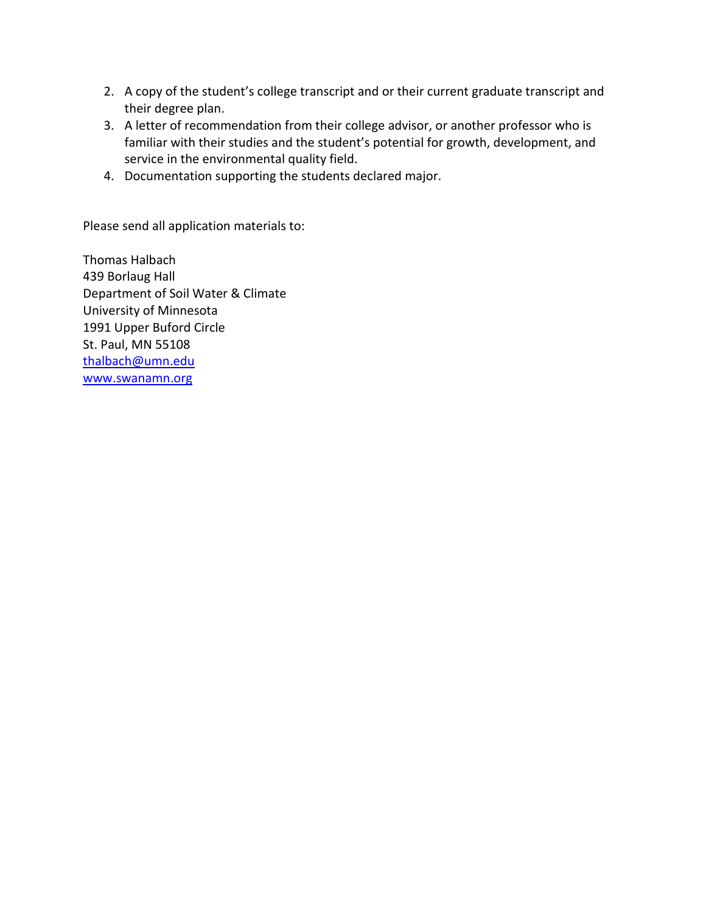2. A copy of the student's college transcript and or their current graduate transcript and their degree plan.
3. A letter of recommendation from their college advisor, or another professor who is familiar with their studies and the student's potential for growth, development, and service in the environmental quality field.
4. Documentation supporting the students declared major.

Please send all application materials to:

Thomas Halbach  
439 Borlaug Hall  
Department of Soil Water & Climate  
University of Minnesota  
1991 Upper Buford Circle  
St. Paul, MN 55108  
thalbach@umn.edu  
www.swanamn.org